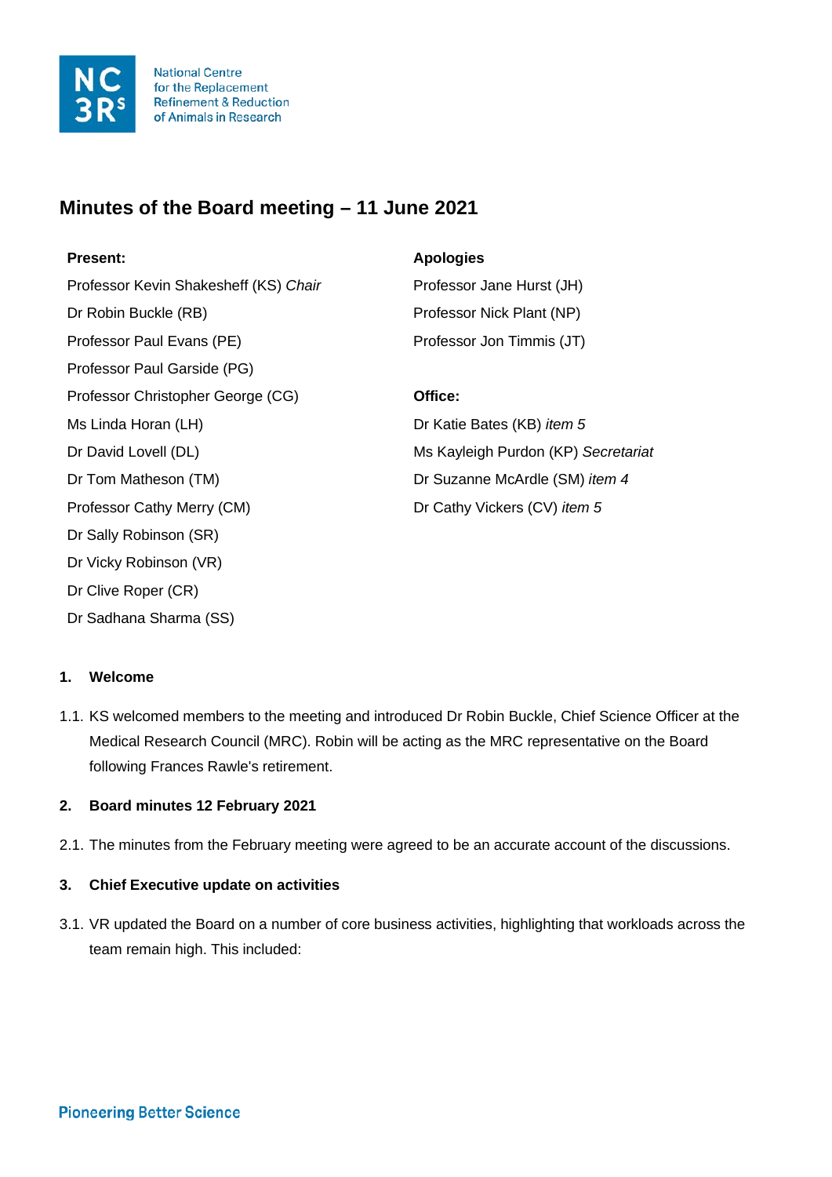National Centre for the Replacement Refinement & Reduction of Animals in Research

# Minutes of the Board meeting – 11 June 2021

**Present:**

Professor Kevin Shakesheff (KS) *Chair*

Dr Robin Buckle (RB)

Professor Paul Evans (PE)

Professor Paul Garside (PG)

Professor Christopher George (CG)

Ms Linda Horan (LH)

Dr David Lovell (DL)

Dr Tom Matheson (TM)

Professor Cathy Merry (CM)

Dr Sally Robinson (SR)

Dr Vicky Robinson (VR)

Dr Clive Roper (CR)

Dr Sadhana Sharma (SS)

**Apologies**

Professor Jane Hurst (JH)

Professor Nick Plant (NP)

Professor Jon Timmis (JT)

**Office:**

Dr Katie Bates (KB) *item 5*

Ms Kayleigh Purdon (KP) *Secretariat*

Dr Suzanne McArdle (SM) *item 4*

Dr Cathy Vickers (CV) *item 5*

### 1. Welcome

1.1. KS welcomed members to the meeting and introduced Dr Robin Buckle, Chief Science Officer at the Medical Research Council (MRC). Robin will be acting as the MRC representative on the Board following Frances Rawle's retirement.

### 2. Board minutes 12 February 2021

2.1. The minutes from the February meeting were agreed to be an accurate account of the discussions.

### 3. Chief Executive update on activities

3.1. VR updated the Board on a number of core business activities, highlighting that workloads across the team remain high. This included: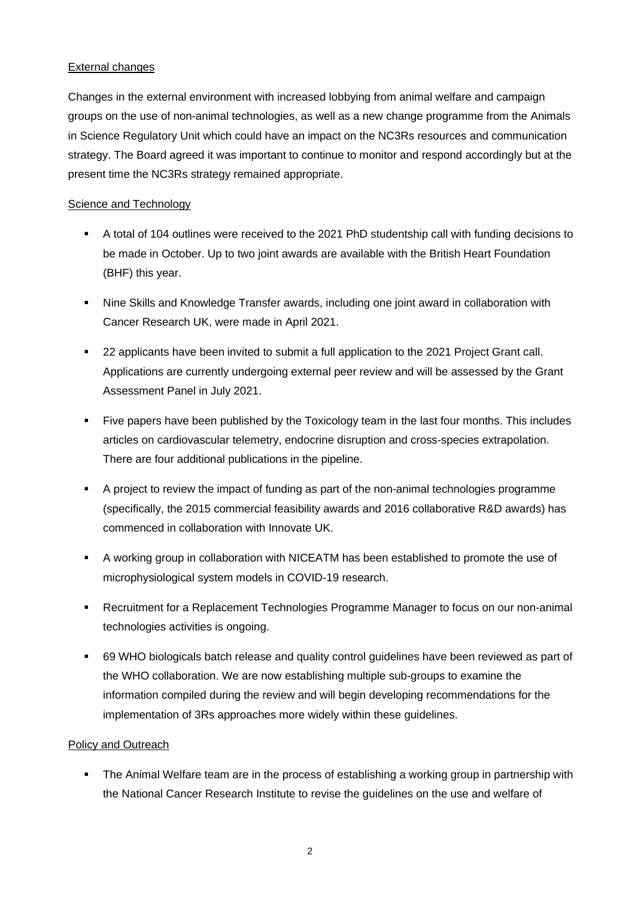External changes

Changes in the external environment with increased lobbying from animal welfare and campaign groups on the use of non-animal technologies, as well as a new change programme from the Animals in Science Regulatory Unit which could have an impact on the NC3Rs resources and communication strategy. The Board agreed it was important to continue to monitor and respond accordingly but at the present time the NC3Rs strategy remained appropriate.

Science and Technology

- A total of 104 outlines were received to the 2021 PhD studentship call with funding decisions to be made in October. Up to two joint awards are available with the British Heart Foundation (BHF) this year.
- Nine Skills and Knowledge Transfer awards, including one joint award in collaboration with Cancer Research UK, were made in April 2021.
- 22 applicants have been invited to submit a full application to the 2021 Project Grant call. Applications are currently undergoing external peer review and will be assessed by the Grant Assessment Panel in July 2021.
- Five papers have been published by the Toxicology team in the last four months. This includes articles on cardiovascular telemetry, endocrine disruption and cross-species extrapolation. There are four additional publications in the pipeline.
- A project to review the impact of funding as part of the non-animal technologies programme (specifically, the 2015 commercial feasibility awards and 2016 collaborative R&D awards) has commenced in collaboration with Innovate UK.
- A working group in collaboration with NICEATM has been established to promote the use of microphysiological system models in COVID-19 research.
- Recruitment for a Replacement Technologies Programme Manager to focus on our non-animal technologies activities is ongoing.
- 69 WHO biologicals batch release and quality control guidelines have been reviewed as part of the WHO collaboration. We are now establishing multiple sub-groups to examine the information compiled during the review and will begin developing recommendations for the implementation of 3Rs approaches more widely within these guidelines.

Policy and Outreach

- The Animal Welfare team are in the process of establishing a working group in partnership with the National Cancer Research Institute to revise the guidelines on the use and welfare of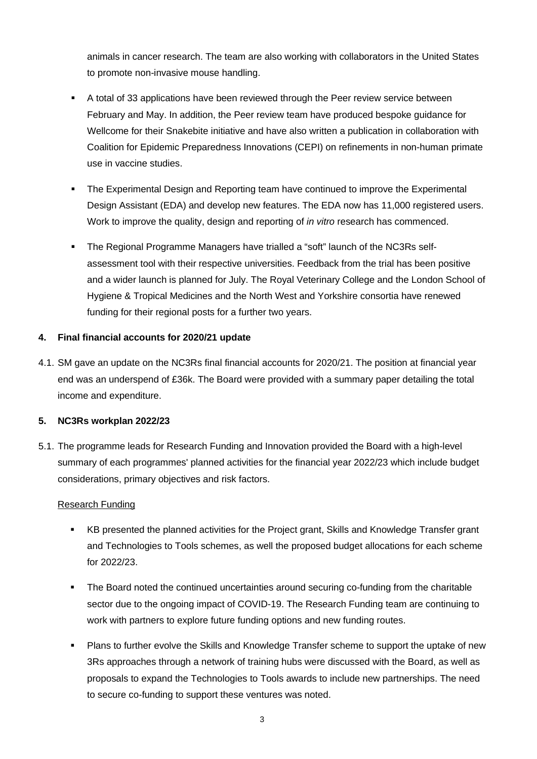animals in cancer research. The team are also working with collaborators in the United States to promote non-invasive mouse handling.

- A total of 33 applications have been reviewed through the Peer review service between February and May. In addition, the Peer review team have produced bespoke guidance for Wellcome for their Snakebite initiative and have also written a publication in collaboration with Coalition for Epidemic Preparedness Innovations (CEPI) on refinements in non-human primate use in vaccine studies.
- The Experimental Design and Reporting team have continued to improve the Experimental Design Assistant (EDA) and develop new features. The EDA now has 11,000 registered users. Work to improve the quality, design and reporting of *in vitro* research has commenced.
- The Regional Programme Managers have trialled a "soft" launch of the NC3Rs self-assessment tool with their respective universities. Feedback from the trial has been positive and a wider launch is planned for July. The Royal Veterinary College and the London School of Hygiene & Tropical Medicines and the North West and Yorkshire consortia have renewed funding for their regional posts for a further two years.

**4. Final financial accounts for 2020/21 update**

4.1. SM gave an update on the NC3Rs final financial accounts for 2020/21. The position at financial year end was an underspend of £36k. The Board were provided with a summary paper detailing the total income and expenditure.

**5. NC3Rs workplan 2022/23**

5.1. The programme leads for Research Funding and Innovation provided the Board with a high-level summary of each programmes' planned activities for the financial year 2022/23 which include budget considerations, primary objectives and risk factors.

Research Funding

- KB presented the planned activities for the Project grant, Skills and Knowledge Transfer grant and Technologies to Tools schemes, as well the proposed budget allocations for each scheme for 2022/23.
- The Board noted the continued uncertainties around securing co-funding from the charitable sector due to the ongoing impact of COVID-19. The Research Funding team are continuing to work with partners to explore future funding options and new funding routes.
- Plans to further evolve the Skills and Knowledge Transfer scheme to support the uptake of new 3Rs approaches through a network of training hubs were discussed with the Board, as well as proposals to expand the Technologies to Tools awards to include new partnerships. The need to secure co-funding to support these ventures was noted.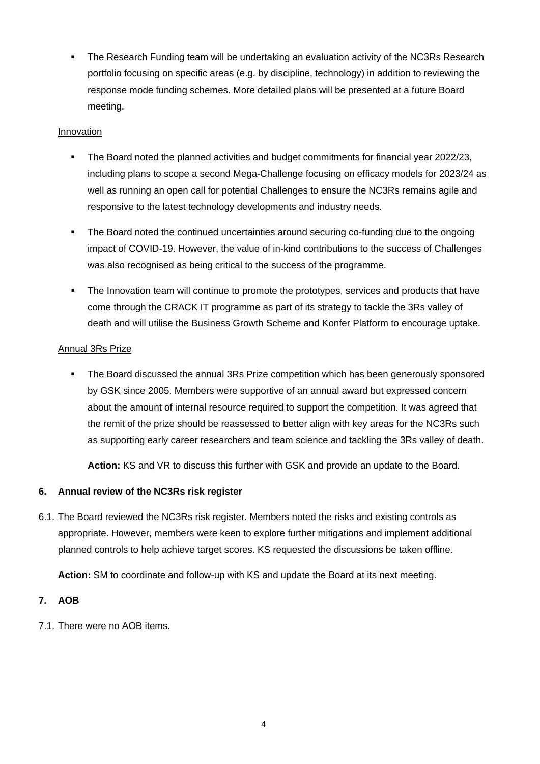- The Research Funding team will be undertaking an evaluation activity of the NC3Rs Research portfolio focusing on specific areas (e.g. by discipline, technology) in addition to reviewing the response mode funding schemes. More detailed plans will be presented at a future Board meeting.

Innovation

- The Board noted the planned activities and budget commitments for financial year 2022/23, including plans to scope a second Mega-Challenge focusing on efficacy models for 2023/24 as well as running an open call for potential Challenges to ensure the NC3Rs remains agile and responsive to the latest technology developments and industry needs.

- The Board noted the continued uncertainties around securing co-funding due to the ongoing impact of COVID-19. However, the value of in-kind contributions to the success of Challenges was also recognised as being critical to the success of the programme.

- The Innovation team will continue to promote the prototypes, services and products that have come through the CRACK IT programme as part of its strategy to tackle the 3Rs valley of death and will utilise the Business Growth Scheme and Konfer Platform to encourage uptake.

Annual 3Rs Prize

- The Board discussed the annual 3Rs Prize competition which has been generously sponsored by GSK since 2005. Members were supportive of an annual award but expressed concern about the amount of internal resource required to support the competition. It was agreed that the remit of the prize should be reassessed to better align with key areas for the NC3Rs such as supporting early career researchers and team science and tackling the 3Rs valley of death.

  **Action:** KS and VR to discuss this further with GSK and provide an update to the Board.

**6. Annual review of the NC3Rs risk register**

6.1. The Board reviewed the NC3Rs risk register. Members noted the risks and existing controls as appropriate. However, members were keen to explore further mitigations and implement additional planned controls to help achieve target scores. KS requested the discussions be taken offline.

**Action:** SM to coordinate and follow-up with KS and update the Board at its next meeting.

**7. AOB**

7.1. There were no AOB items.